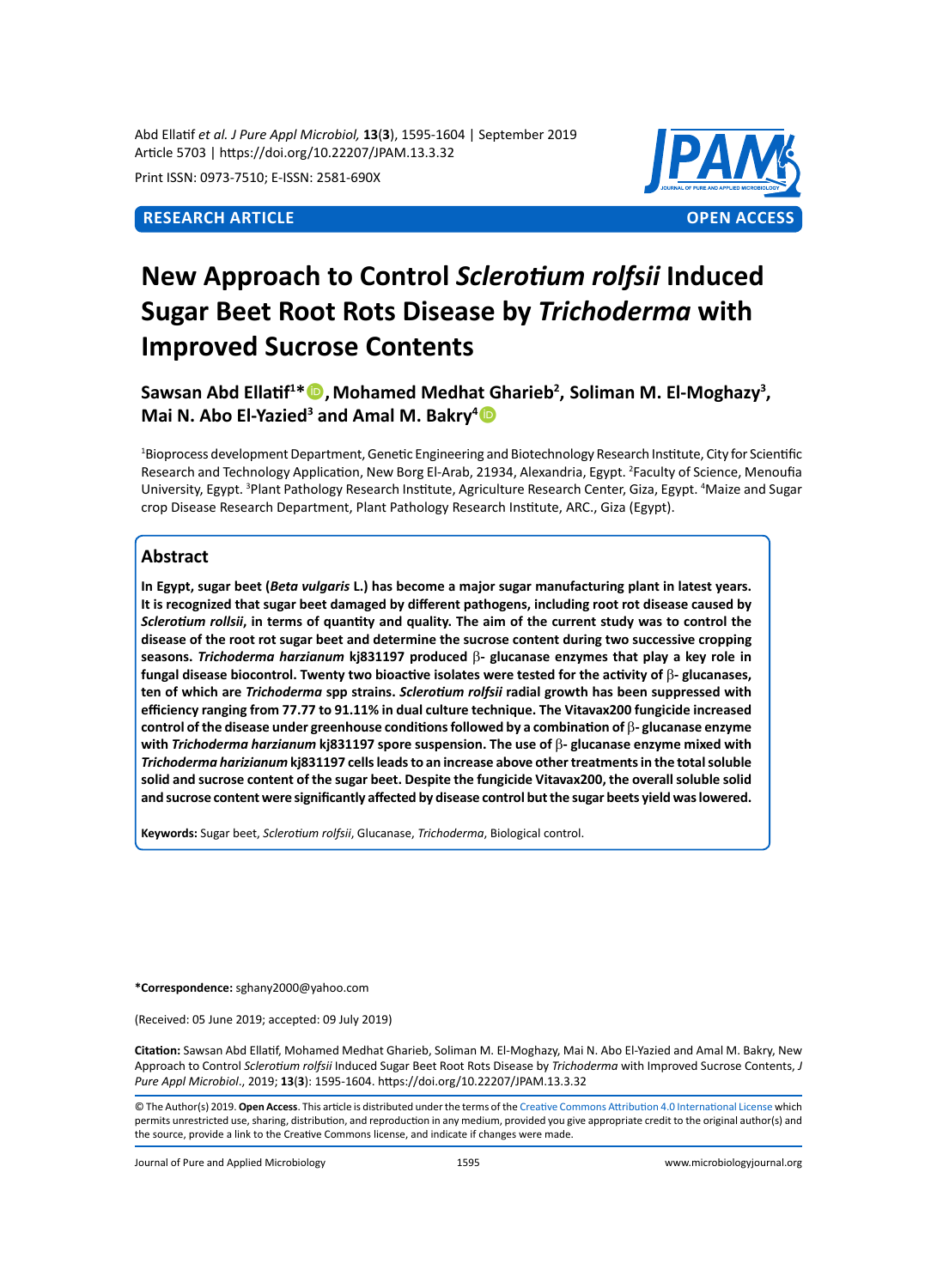RESEARCH ARTICLE | OPEN ACCESS

# New Approach to Control *Sclerotium rolfsii* Induced Sugar Beet Root Rots Disease by *Trichoderma* with Improved Sucrose Contents

**Sawsan Abd Ellatif[1]\*, Mohamed Medhat Gharieb[2], Soliman M. El-Moghazy[3], Mai N. Abo El-Yazied[3] and Amal M. Bakry[4]**

[1]Bioprocess development Department, Genetic Engineering and Biotechnology Research Institute, City for Scientific Research and Technology Application, New Borg El-Arab, 21934, Alexandria, Egypt. [2]Faculty of Science, Menoufia University, Egypt. [3]Plant Pathology Research Institute, Agriculture Research Center, Giza, Egypt. [4]Maize and Sugar crop Disease Research Department, Plant Pathology Research Institute, ARC., Giza (Egypt).

## Abstract

**In Egypt, sugar beet (*Beta vulgaris* L.) has become a major sugar manufacturing plant in latest years. It is recognized that sugar beet damaged by different pathogens, including root rot disease caused by *Sclerotium rollsii*, in terms of quantity and quality. The aim of the current study was to control the disease of the root rot sugar beet and determine the sucrose content during two successive cropping seasons. *Trichoderma harzianum* kj831197 produced β- glucanase enzymes that play a key role in fungal disease biocontrol. Twenty two bioactive isolates were tested for the activity of β- glucanases, ten of which are *Trichoderma* spp strains. *Sclerotium rolfsii* radial growth has been suppressed with efficiency ranging from 77.77 to 91.11% in dual culture technique. The Vitavax200 fungicide increased control of the disease under greenhouse conditions followed by a combination of β- glucanase enzyme with *Trichoderma harzianum* kj831197 spore suspension. The use of β- glucanase enzyme mixed with *Trichoderma harizianum* kj831197 cells leads to an increase above other treatments in the total soluble solid and sucrose content of the sugar beet. Despite the fungicide Vitavax200, the overall soluble solid and sucrose content were significantly affected by disease control but the sugar beets yield was lowered.**

**Keywords:** Sugar beet, *Sclerotium rolfsii*, Glucanase, *Trichoderma*, Biological control.

**\*Correspondence:** sghany2000@yahoo.com

(Received: 05 June 2019; accepted: 09 July 2019)

**Citation:** Sawsan Abd Ellatif, Mohamed Medhat Gharieb, Soliman M. El-Moghazy, Mai N. Abo El-Yazied and Amal M. Bakry, New Approach to Control *Sclerotium rolfsii* Induced Sugar Beet Root Rots Disease by *Trichoderma* with Improved Sucrose Contents, *J Pure Appl Microbiol*., 2019; **13**(**3**): 1595-1604. https://doi.org/10.22207/JPAM.13.3.32

© The Author(s) 2019. **Open Access**. This article is distributed under the terms of the Creative Commons Attribution 4.0 International License which permits unrestricted use, sharing, distribution, and reproduction in any medium, provided you give appropriate credit to the original author(s) and the source, provide a link to the Creative Commons license, and indicate if changes were made.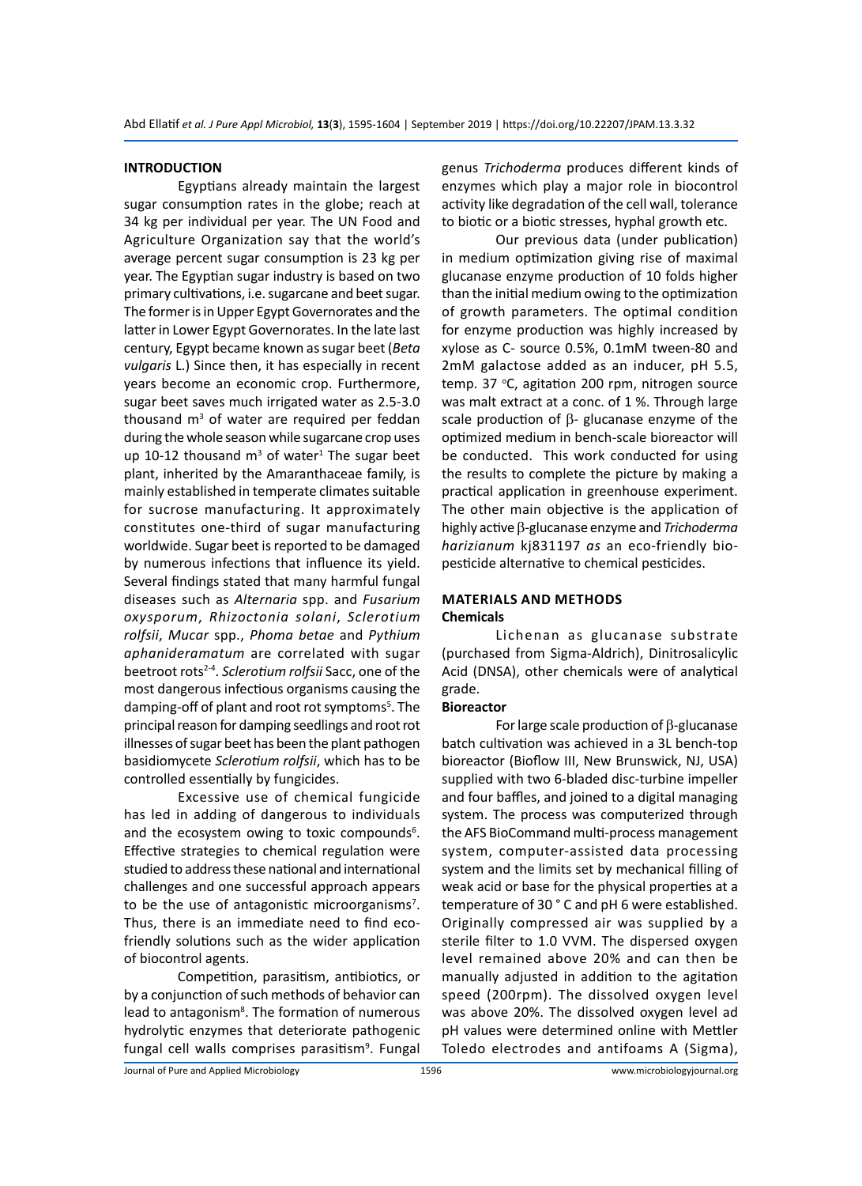## INTRODUCTION

Egyptians already maintain the largest sugar consumption rates in the globe; reach at 34 kg per individual per year. The UN Food and Agriculture Organization say that the world's average percent sugar consumption is 23 kg per year. The Egyptian sugar industry is based on two primary cultivations, i.e. sugarcane and beet sugar. The former is in Upper Egypt Governorates and the latter in Lower Egypt Governorates. In the late last century, Egypt became known as sugar beet (*Beta vulgaris* L.) Since then, it has especially in recent years become an economic crop. Furthermore, sugar beet saves much irrigated water as 2.5-3.0 thousand $m^3$ of water are required per feddan during the whole season while sugarcane crop uses up 10-12 thousand $m^3$ of water[1] The sugar beet plant, inherited by the Amaranthaceae family, is mainly established in temperate climates suitable for sucrose manufacturing. It approximately constitutes one-third of sugar manufacturing worldwide. Sugar beet is reported to be damaged by numerous infections that influence its yield. Several findings stated that many harmful fungal diseases such as *Alternaria* spp. and *Fusarium oxysporum*, *Rhizoctonia solani*, *Sclerotium rolfsii*, *Mucar* spp., *Phoma betae* and *Pythium aphanideramatum* are correlated with sugar beetroot rots[2-4]. *Sclerotium rolfsii* Sacc, one of the most dangerous infectious organisms causing the damping-off of plant and root rot symptoms[5]. The principal reason for damping seedlings and root rot illnesses of sugar beet has been the plant pathogen basidiomycete *Sclerotium rolfsii*, which has to be controlled essentially by fungicides.

Excessive use of chemical fungicide has led in adding of dangerous to individuals and the ecosystem owing to toxic compounds[6]. Effective strategies to chemical regulation were studied to address these national and international challenges and one successful approach appears to be the use of antagonistic microorganisms[7]. Thus, there is an immediate need to find eco-friendly solutions such as the wider application of biocontrol agents.

Competition, parasitism, antibiotics, or by a conjunction of such methods of behavior can lead to antagonism[8]. The formation of numerous hydrolytic enzymes that deteriorate pathogenic fungal cell walls comprises parasitism[9]. Fungal genus *Trichoderma* produces different kinds of enzymes which play a major role in biocontrol activity like degradation of the cell wall, tolerance to biotic or a biotic stresses, hyphal growth etc.

Our previous data (under publication) in medium optimization giving rise of maximal glucanase enzyme production of 10 folds higher than the initial medium owing to the optimization of growth parameters. The optimal condition for enzyme production was highly increased by xylose as C- source 0.5%, 0.1mM tween-80 and 2mM galactose added as an inducer, pH 5.5, temp. 37 °C, agitation 200 rpm, nitrogen source was malt extract at a conc. of 1 %. Through large scale production of β- glucanase enzyme of the optimized medium in bench-scale bioreactor will be conducted. This work conducted for using the results to complete the picture by making a practical application in greenhouse experiment. The other main objective is the application of highly active β-glucanase enzyme and *Trichoderma harizianum* kj831197 *as* an eco-friendly bio-pesticide alternative to chemical pesticides.

## MATERIALS AND METHODS

### Chemicals

Lichenan as glucanase substrate (purchased from Sigma-Aldrich), Dinitrosalicylic Acid (DNSA), other chemicals were of analytical grade.

### Bioreactor

For large scale production of β-glucanase batch cultivation was achieved in a 3L bench-top bioreactor (Bioflow III, New Brunswick, NJ, USA) supplied with two 6-bladed disc-turbine impeller and four baffles, and joined to a digital managing system. The process was computerized through the AFS BioCommand multi-process management system, computer-assisted data processing system and the limits set by mechanical filling of weak acid or base for the physical properties at a temperature of 30 ° C and pH 6 were established. Originally compressed air was supplied by a sterile filter to 1.0 VVM. The dispersed oxygen level remained above 20% and can then be manually adjusted in addition to the agitation speed (200rpm). The dissolved oxygen level was above 20%. The dissolved oxygen level ad pH values were determined online with Mettler Toledo electrodes and antifoams A (Sigma),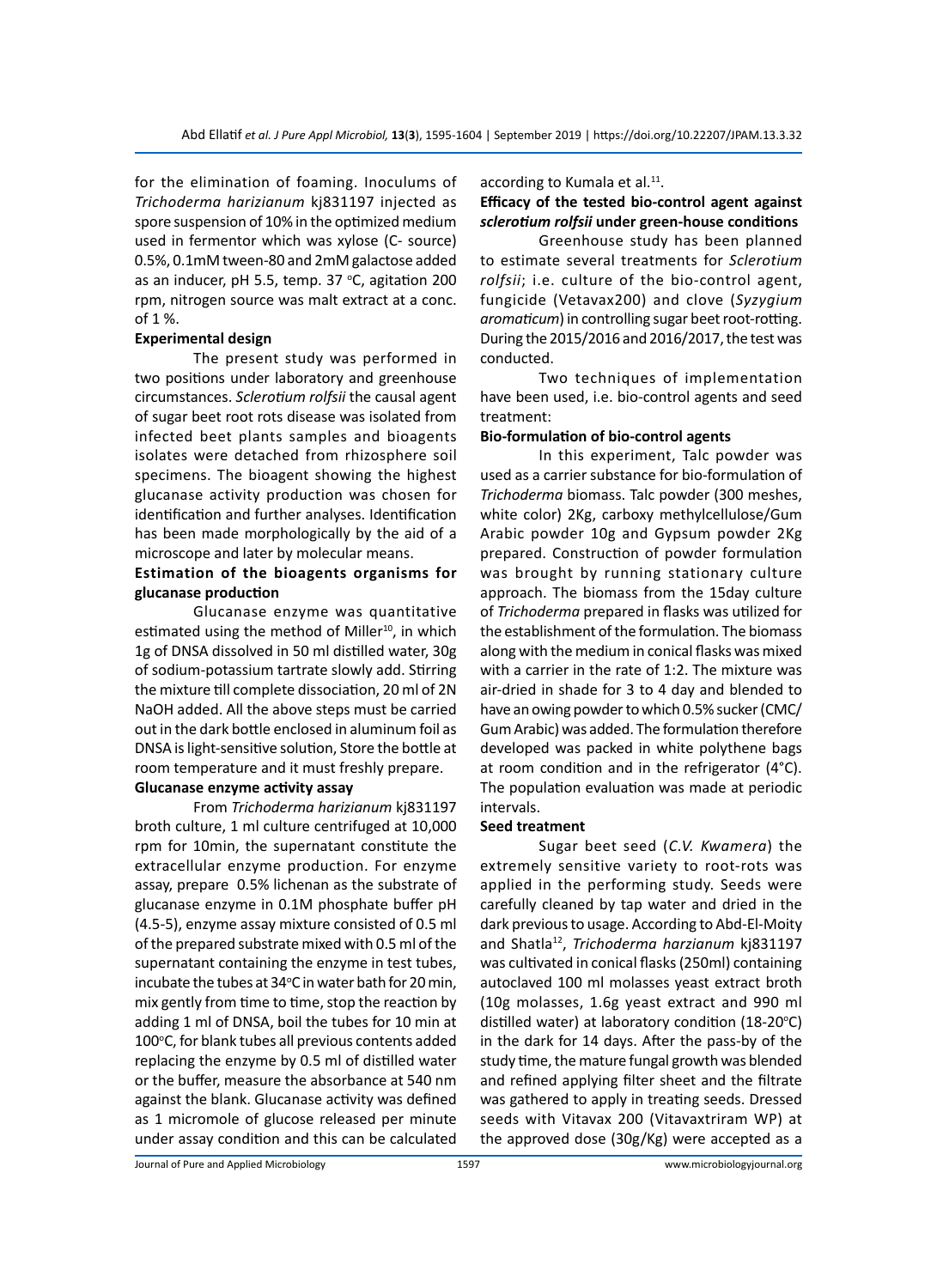for the elimination of foaming. Inoculums of *Trichoderma harizianum* kj831197 injected as spore suspension of 10% in the optimized medium used in fermentor which was xylose (C- source) 0.5%, 0.1mM tween-80 and 2mM galactose added as an inducer, pH 5.5, temp. 37 °C, agitation 200 rpm, nitrogen source was malt extract at a conc. of 1 %.

**Experimental design**

The present study was performed in two positions under laboratory and greenhouse circumstances. *Sclerotium rolfsii* the causal agent of sugar beet root rots disease was isolated from infected beet plants samples and bioagents isolates were detached from rhizosphere soil specimens. The bioagent showing the highest glucanase activity production was chosen for identification and further analyses. Identification has been made morphologically by the aid of a microscope and later by molecular means.

**Estimation of the bioagents organisms for glucanase production**

Glucanase enzyme was quantitative estimated using the method of Miller[10], in which 1g of DNSA dissolved in 50 ml distilled water, 30g of sodium-potassium tartrate slowly add. Stirring the mixture till complete dissociation, 20 ml of 2N NaOH added. All the above steps must be carried out in the dark bottle enclosed in aluminum foil as DNSA is light-sensitive solution, Store the bottle at room temperature and it must freshly prepare.

**Glucanase enzyme activity assay**

From *Trichoderma harizianum* kj831197 broth culture, 1 ml culture centrifuged at 10,000 rpm for 10min, the supernatant constitute the extracellular enzyme production. For enzyme assay, prepare 0.5% lichenan as the substrate of glucanase enzyme in 0.1M phosphate buffer pH (4.5-5), enzyme assay mixture consisted of 0.5 ml of the prepared substrate mixed with 0.5 ml of the supernatant containing the enzyme in test tubes, incubate the tubes at 34°C in water bath for 20 min, mix gently from time to time, stop the reaction by adding 1 ml of DNSA, boil the tubes for 10 min at 100°C, for blank tubes all previous contents added replacing the enzyme by 0.5 ml of distilled water or the buffer, measure the absorbance at 540 nm against the blank. Glucanase activity was defined as 1 micromole of glucose released per minute under assay condition and this can be calculated according to Kumala et al.[11].

**Efficacy of the tested bio-control agent against *sclerotium rolfsii* under green-house conditions**

Greenhouse study has been planned to estimate several treatments for *Sclerotium rolfsii*; i.e. culture of the bio-control agent, fungicide (Vetavax200) and clove (*Syzygium aromaticum*) in controlling sugar beet root-rotting. During the 2015/2016 and 2016/2017, the test was conducted.

Two techniques of implementation have been used, i.e. bio-control agents and seed treatment:

**Bio-formulation of bio-control agents**

In this experiment, Talc powder was used as a carrier substance for bio-formulation of *Trichoderma* biomass. Talc powder (300 meshes, white color) 2Kg, carboxy methylcellulose/Gum Arabic powder 10g and Gypsum powder 2Kg prepared. Construction of powder formulation was brought by running stationary culture approach. The biomass from the 15day culture of *Trichoderma* prepared in flasks was utilized for the establishment of the formulation. The biomass along with the medium in conical flasks was mixed with a carrier in the rate of 1:2. The mixture was air-dried in shade for 3 to 4 day and blended to have an owing powder to which 0.5% sucker (CMC/Gum Arabic) was added. The formulation therefore developed was packed in white polythene bags at room condition and in the refrigerator (4°C). The population evaluation was made at periodic intervals.

**Seed treatment**

Sugar beet seed (*C.V. Kwamera*) the extremely sensitive variety to root-rots was applied in the performing study. Seeds were carefully cleaned by tap water and dried in the dark previous to usage. According to Abd-El-Moity and Shatla[12], *Trichoderma harzianum* kj831197 was cultivated in conical flasks (250ml) containing autoclaved 100 ml molasses yeast extract broth (10g molasses, 1.6g yeast extract and 990 ml distilled water) at laboratory condition (18-20°C) in the dark for 14 days. After the pass-by of the study time, the mature fungal growth was blended and refined applying filter sheet and the filtrate was gathered to apply in treating seeds. Dressed seeds with Vitavax 200 (Vitavaxtriram WP) at the approved dose (30g/Kg) were accepted as a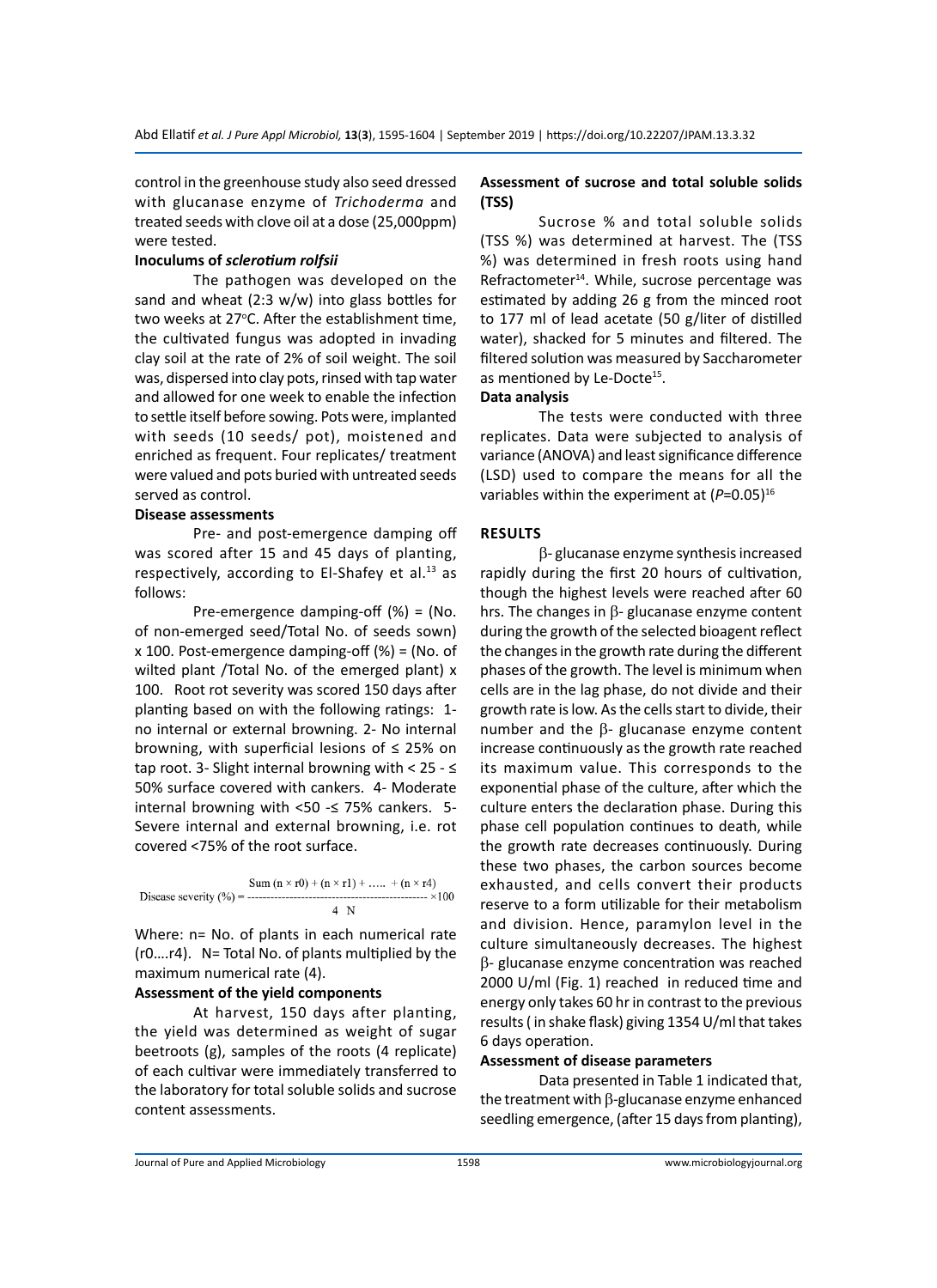control in the greenhouse study also seed dressed with glucanase enzyme of *Trichoderma* and treated seeds with clove oil at a dose (25,000ppm) were tested.

**Inoculums of *sclerotium rolfsii***

The pathogen was developed on the sand and wheat (2:3 w/w) into glass bottles for two weeks at 27°C. After the establishment time, the cultivated fungus was adopted in invading clay soil at the rate of 2% of soil weight. The soil was, dispersed into clay pots, rinsed with tap water and allowed for one week to enable the infection to settle itself before sowing. Pots were, implanted with seeds (10 seeds/ pot), moistened and enriched as frequent. Four replicates/ treatment were valued and pots buried with untreated seeds served as control.

**Disease assessments**

Pre- and post-emergence damping off was scored after 15 and 45 days of planting, respectively, according to El-Shafey et al.[13] as follows:

Pre-emergence damping-off (%) = (No. of non-emerged seed/Total No. of seeds sown) x 100. Post-emergence damping-off (%) = (No. of wilted plant /Total No. of the emerged plant) x 100. Root rot severity was scored 150 days after planting based on with the following ratings: 1- no internal or external browning. 2- No internal browning, with superficial lesions of ≤ 25% on tap root. 3- Slight internal browning with < 25 - ≤ 50% surface covered with cankers. 4- Moderate internal browning with <50 -≤ 75% cankers. 5- Severe internal and external browning, i.e. rot covered <75% of the root surface.

$$\text{Disease severity (\%)} = \frac{\text{Sum } (n \times r0) + (n \times r1) + \ldots + (n \times r4)}{4 \text{ N}} \times 100$$

Where: n= No. of plants in each numerical rate (r0….r4). N= Total No. of plants multiplied by the maximum numerical rate (4).

**Assessment of the yield components**

At harvest, 150 days after planting, the yield was determined as weight of sugar beetroots (g), samples of the roots (4 replicate) of each cultivar were immediately transferred to the laboratory for total soluble solids and sucrose content assessments.

**Assessment of sucrose and total soluble solids (TSS)**

Sucrose % and total soluble solids (TSS %) was determined at harvest. The (TSS %) was determined in fresh roots using hand Refractometer[14]. While, sucrose percentage was estimated by adding 26 g from the minced root to 177 ml of lead acetate (50 g/liter of distilled water), shacked for 5 minutes and filtered. The filtered solution was measured by Saccharometer as mentioned by Le-Docte[15].

**Data analysis**

The tests were conducted with three replicates. Data were subjected to analysis of variance (ANOVA) and least significance difference (LSD) used to compare the means for all the variables within the experiment at ($P$=0.05)[16]

## RESULTS

β- glucanase enzyme synthesis increased rapidly during the first 20 hours of cultivation, though the highest levels were reached after 60 hrs. The changes in β- glucanase enzyme content during the growth of the selected bioagent reflect the changes in the growth rate during the different phases of the growth. The level is minimum when cells are in the lag phase, do not divide and their growth rate is low. As the cells start to divide, their number and the β- glucanase enzyme content increase continuously as the growth rate reached its maximum value. This corresponds to the exponential phase of the culture, after which the culture enters the declaration phase. During this phase cell population continues to death, while the growth rate decreases continuously. During these two phases, the carbon sources become exhausted, and cells convert their products reserve to a form utilizable for their metabolism and division. Hence, paramylon level in the culture simultaneously decreases. The highest β- glucanase enzyme concentration was reached 2000 U/ml (Fig. 1) reached in reduced time and energy only takes 60 hr in contrast to the previous results ( in shake flask) giving 1354 U/ml that takes 6 days operation.

**Assessment of disease parameters**

Data presented in Table 1 indicated that, the treatment with β-glucanase enzyme enhanced seedling emergence, (after 15 days from planting),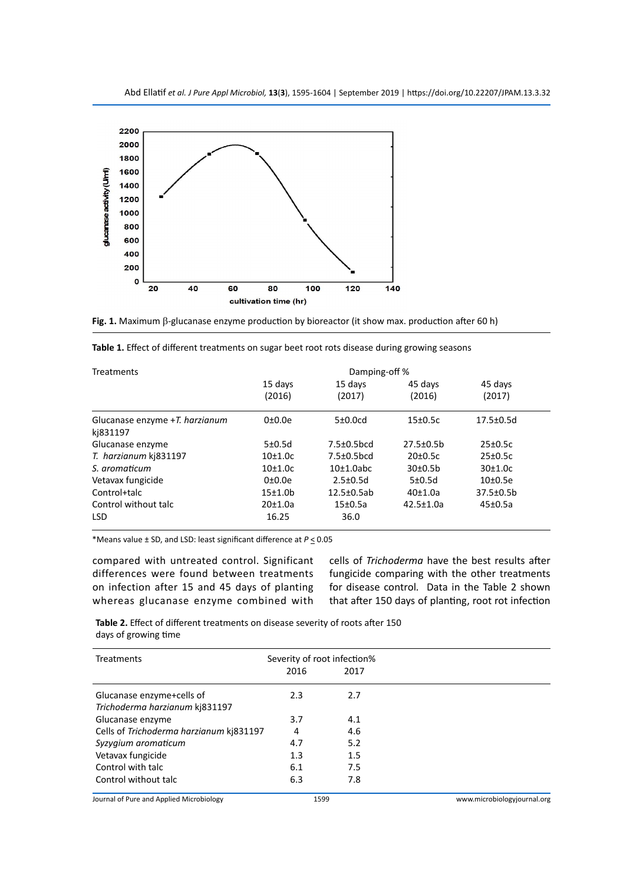**Fig. 1.** Maximum β-glucanase enzyme production by bioreactor (it show max. production after 60 h)

**Table 1.** Effect of different treatments on sugar beet root rots disease during growing seasons

| Treatments | Damping-off % | | | |
|---|---|---|---|---|
| | 15 days (2016) | 15 days (2017) | 45 days (2016) | 45 days (2017) |
| Glucanase enzyme +*T. harzianum* kj831197 | 0±0.0e | 5±0.0cd | 15±0.5c | 17.5±0.5d |
| Glucanase enzyme | 5±0.5d | 7.5±0.5bcd | 27.5±0.5b | 25±0.5c |
| *T. harzianum* kj831197 | 10±1.0c | 7.5±0.5bcd | 20±0.5c | 25±0.5c |
| *S. aromaticum* | 10±1.0c | 10±1.0abc | 30±0.5b | 30±1.0c |
| Vetavax fungicide | 0±0.0e | 2.5±0.5d | 5±0.5d | 10±0.5e |
| Control+talc | 15±1.0b | 12.5±0.5ab | 40±1.0a | 37.5±0.5b |
| Control without talc | 20±1.0a | 15±0.5a | 42.5±1.0a | 45±0.5a |
| LSD | 16.25 | 36.0 | | |

*Means value ± SD, and LSD: least significant difference at $P \leq 0.05$

compared with untreated control. Significant differences were found between treatments on infection after 15 and 45 days of planting whereas glucanase enzyme combined with cells of *Trichoderma* have the best results after fungicide comparing with the other treatments for disease control. Data in the Table 2 shown that after 150 days of planting, root rot infection

**Table 2.** Effect of different treatments on disease severity of roots after 150 days of growing time

| Treatments | Severity of root infection% | |
|---|---|---|
| | 2016 | 2017 |
| Glucanase enzyme+cells of *Trichoderma harzianum* kj831197 | 2.3 | 2.7 |
| Glucanase enzyme | 3.7 | 4.1 |
| Cells of *Trichoderma harzianum* kj831197 | 4 | 4.6 |
| *Syzygium aromaticum* | 4.7 | 5.2 |
| Vetavax fungicide | 1.3 | 1.5 |
| Control with talc | 6.1 | 7.5 |
| Control without talc | 6.3 | 7.8 |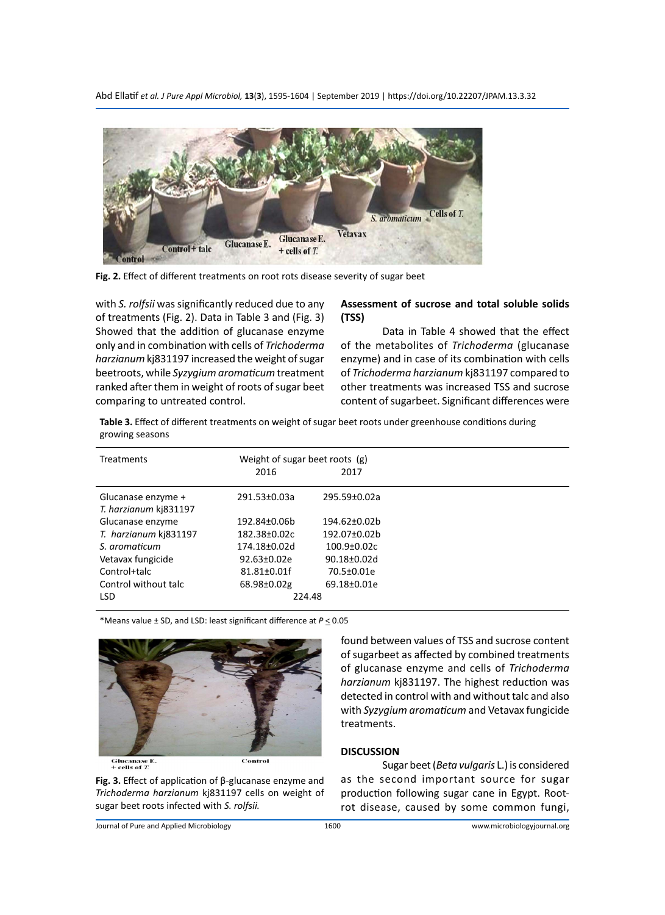Fig. 2. Effect of different treatments on root rots disease severity of sugar beet

with *S. rolfsii* was significantly reduced due to any of treatments (Fig. 2). Data in Table 3 and (Fig. 3) Showed that the addition of glucanase enzyme only and in combination with cells of *Trichoderma harzianum* kj831197 increased the weight of sugar beetroots, while *Syzygium aromaticum* treatment ranked after them in weight of roots of sugar beet comparing to untreated control.

### Assessment of sucrose and total soluble solids (TSS)

Data in Table 4 showed that the effect of the metabolites of *Trichoderma* (glucanase enzyme) and in case of its combination with cells of *Trichoderma harzianum* kj831197 compared to other treatments was increased TSS and sucrose content of sugarbeet. Significant differences were found between values of TSS and sucrose content of sugarbeet as affected by combined treatments of glucanase enzyme and cells of *Trichoderma harzianum* kj831197. The highest reduction was detected in control with and without talc and also with *Syzygium aromaticum* and Vetavax fungicide treatments.

**Table 3.** Effect of different treatments on weight of sugar beet roots under greenhouse conditions during growing seasons

| Treatments | Weight of sugar beet roots (g) | |
|---|---|---|
| | 2016 | 2017 |
| Glucanase enzyme + *T. harzianum* kj831197 | 291.53±0.03a | 295.59±0.02a |
| Glucanase enzyme | 192.84±0.06b | 194.62±0.02b |
| *T. harzianum* kj831197 | 182.38±0.02c | 192.07±0.02b |
| *S. aromaticum* | 174.18±0.02d | 100.9±0.02c |
| Vetavax fungicide | 92.63±0.02e | 90.18±0.02d |
| Control+talc | 81.81±0.01f | 70.5±0.01e |
| Control without talc | 68.98±0.02g | 69.18±0.01e |
| LSD | 224.48 | |

*Means value ± SD, and LSD: least significant difference at $P \leq 0.05$

Fig. 3. Effect of application of β-glucanase enzyme and *Trichoderma harzianum* kj831197 cells on weight of sugar beet roots infected with *S. rolfsii.*

## DISCUSSION

Sugar beet (*Beta vulgaris* L.) is considered as the second important source for sugar production following sugar cane in Egypt. Root-rot disease, caused by some common fungi,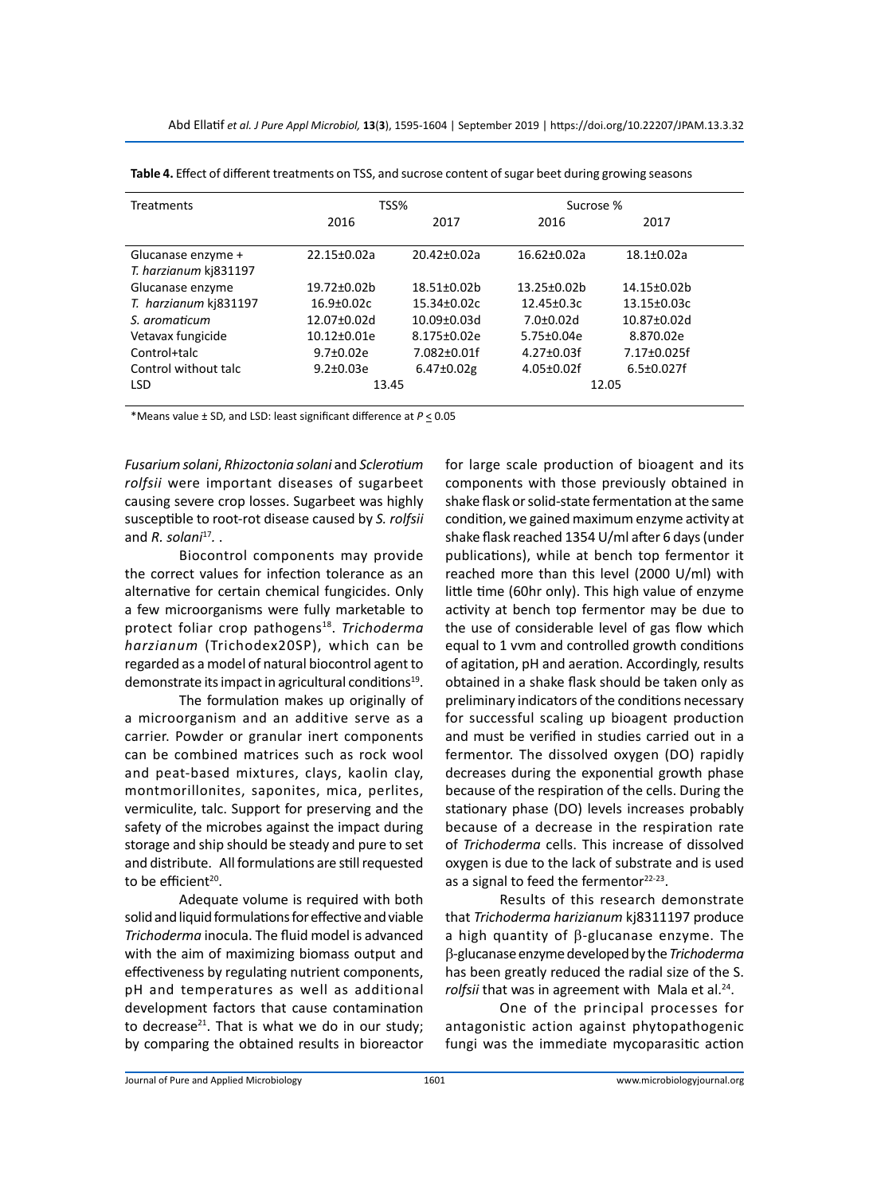**Table 4.** Effect of different treatments on TSS, and sucrose content of sugar beet during growing seasons

| Treatments | TSS% | | Sucrose % | |
|---|---|---|---|---|
| | 2016 | 2017 | 2016 | 2017 |
| Glucanase enzyme + *T. harzianum* kj831197 | 22.15±0.02a | 20.42±0.02a | 16.62±0.02a | 18.1±0.02a |
| Glucanase enzyme | 19.72±0.02b | 18.51±0.02b | 13.25±0.02b | 14.15±0.02b |
| *T. harzianum* kj831197 | 16.9±0.02c | 15.34±0.02c | 12.45±0.3c | 13.15±0.03c |
| *S. aromaticum* | 12.07±0.02d | 10.09±0.03d | 7.0±0.02d | 10.87±0.02d |
| Vetavax fungicide | 10.12±0.01e | 8.175±0.02e | 5.75±0.04e | 8.870.02e |
| Control+talc | 9.7±0.02e | 7.082±0.01f | 4.27±0.03f | 7.17±0.025f |
| Control without talc | 9.2±0.03e | 6.47±0.02g | 4.05±0.02f | 6.5±0.027f |
| LSD | 13.45 | | 12.05 | |

*Means value ± SD, and LSD: least significant difference at $P \leq 0.05$

*Fusarium solani*, *Rhizoctonia solani* and *Sclerotium rolfsii* were important diseases of sugarbeet causing severe crop losses. Sugarbeet was highly susceptible to root-rot disease caused by *S. rolfsii* and *R. solani*[17]. .

Biocontrol components may provide the correct values for infection tolerance as an alternative for certain chemical fungicides. Only a few microorganisms were fully marketable to protect foliar crop pathogens[18]. *Trichoderma harzianum* (Trichodex20SP), which can be regarded as a model of natural biocontrol agent to demonstrate its impact in agricultural conditions[19].

The formulation makes up originally of a microorganism and an additive serve as a carrier. Powder or granular inert components can be combined matrices such as rock wool and peat-based mixtures, clays, kaolin clay, montmorillonites, saponites, mica, perlites, vermiculite, talc. Support for preserving and the safety of the microbes against the impact during storage and ship should be steady and pure to set and distribute. All formulations are still requested to be efficient[20].

Adequate volume is required with both solid and liquid formulations for effective and viable *Trichoderma* inocula. The fluid model is advanced with the aim of maximizing biomass output and effectiveness by regulating nutrient components, pH and temperatures as well as additional development factors that cause contamination to decrease[21]. That is what we do in our study; by comparing the obtained results in bioreactor for large scale production of bioagent and its components with those previously obtained in shake flask or solid-state fermentation at the same condition, we gained maximum enzyme activity at shake flask reached 1354 U/ml after 6 days (under publications), while at bench top fermentor it reached more than this level (2000 U/ml) with little time (60hr only). This high value of enzyme activity at bench top fermentor may be due to the use of considerable level of gas flow which equal to 1 vvm and controlled growth conditions of agitation, pH and aeration. Accordingly, results obtained in a shake flask should be taken only as preliminary indicators of the conditions necessary for successful scaling up bioagent production and must be verified in studies carried out in a fermentor. The dissolved oxygen (DO) rapidly decreases during the exponential growth phase because of the respiration of the cells. During the stationary phase (DO) levels increases probably because of a decrease in the respiration rate of *Trichoderma* cells. This increase of dissolved oxygen is due to the lack of substrate and is used as a signal to feed the fermentor[22-23].

Results of this research demonstrate that *Trichoderma harizianum* kj8311197 produce a high quantity of β-glucanase enzyme. The β-glucanase enzyme developed by the *Trichoderma* has been greatly reduced the radial size of the S. *rolfsii* that was in agreement with Mala et al.[24].

One of the principal processes for antagonistic action against phytopathogenic fungi was the immediate mycoparasitic action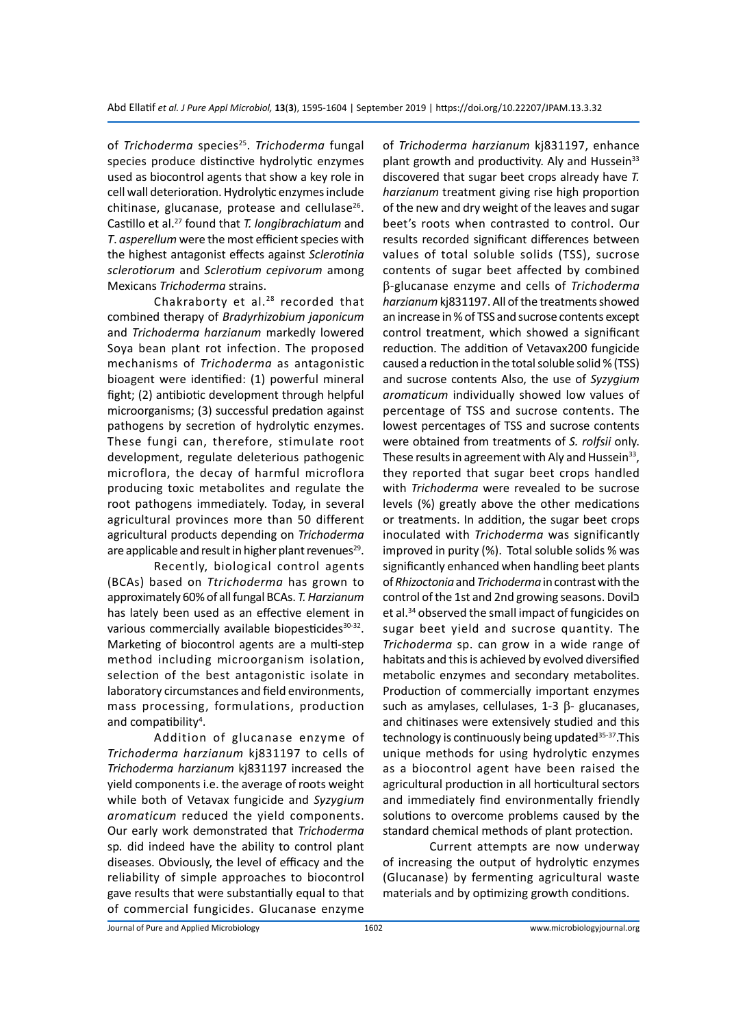of *Trichoderma* species[25]. *Trichoderma* fungal species produce distinctive hydrolytic enzymes used as biocontrol agents that show a key role in cell wall deterioration. Hydrolytic enzymes include chitinase, glucanase, protease and cellulase[26]. Castillo et al.[27] found that *T. longibrachiatum* and *T. asperellum* were the most efficient species with the highest antagonist effects against *Sclerotinia sclerotiorum* and *Sclerotium cepivorum* among Mexicans *Trichoderma* strains.

Chakraborty et al.[28] recorded that combined therapy of *Bradyrhizobium japonicum* and *Trichoderma harzianum* markedly lowered Soya bean plant rot infection. The proposed mechanisms of *Trichoderma* as antagonistic bioagent were identified: (1) powerful mineral fight; (2) antibiotic development through helpful microorganisms; (3) successful predation against pathogens by secretion of hydrolytic enzymes. These fungi can, therefore, stimulate root development, regulate deleterious pathogenic microflora, the decay of harmful microflora producing toxic metabolites and regulate the root pathogens immediately. Today, in several agricultural provinces more than 50 different agricultural products depending on *Trichoderma* are applicable and result in higher plant revenues[29].

Recently, biological control agents (BCAs) based on *Ttrichoderma* has grown to approximately 60% of all fungal BCAs. *T. Harzianum* has lately been used as an effective element in various commercially available biopesticides[30-32]. Marketing of biocontrol agents are a multi-step method including microorganism isolation, selection of the best antagonistic isolate in laboratory circumstances and field environments, mass processing, formulations, production and compatibility[4].

Addition of glucanase enzyme of *Trichoderma harzianum* kj831197 to cells of *Trichoderma harzianum* kj831197 increased the yield components i.e. the average of roots weight while both of Vetavax fungicide and *Syzygium aromaticum* reduced the yield components. Our early work demonstrated that *Trichoderma* sp. did indeed have the ability to control plant diseases. Obviously, the level of efficacy and the reliability of simple approaches to biocontrol gave results that were substantially equal to that of commercial fungicides. Glucanase enzyme of *Trichoderma harzianum* kj831197, enhance plant growth and productivity. Aly and Hussein[33] discovered that sugar beet crops already have *T. harzianum* treatment giving rise high proportion of the new and dry weight of the leaves and sugar beet's roots when contrasted to control. Our results recorded significant differences between values of total soluble solids (TSS), sucrose contents of sugar beet affected by combined β-glucanase enzyme and cells of *Trichoderma harzianum* kj831197. All of the treatments showed an increase in % of TSS and sucrose contents except control treatment, which showed a significant reduction. The addition of Vetavax200 fungicide caused a reduction in the total soluble solid % (TSS) and sucrose contents Also, the use of *Syzygium aromaticum* individually showed low values of percentage of TSS and sucrose contents. The lowest percentages of TSS and sucrose contents were obtained from treatments of *S. rolfsii* only. These results in agreement with Aly and Hussein[33], they reported that sugar beet crops handled with *Trichoderma* were revealed to be sucrose levels (%) greatly above the other medications or treatments. In addition, the sugar beet crops inoculated with *Trichoderma* was significantly improved in purity (%). Total soluble solids % was significantly enhanced when handling beet plants of *Rhizoctonia* and *Trichoderma* in contrast with the control of the 1st and 2nd growing seasons. Dovilכ et al.[34] observed the small impact of fungicides on sugar beet yield and sucrose quantity. The *Trichoderma* sp. can grow in a wide range of habitats and this is achieved by evolved diversified metabolic enzymes and secondary metabolites. Production of commercially important enzymes such as amylases, cellulases, 1-3 β- glucanases, and chitinases were extensively studied and this technology is continuously being updated[35-37]. This unique methods for using hydrolytic enzymes as a biocontrol agent have been raised the agricultural production in all horticultural sectors and immediately find environmentally friendly solutions to overcome problems caused by the standard chemical methods of plant protection.

Current attempts are now underway of increasing the output of hydrolytic enzymes (Glucanase) by fermenting agricultural waste materials and by optimizing growth conditions.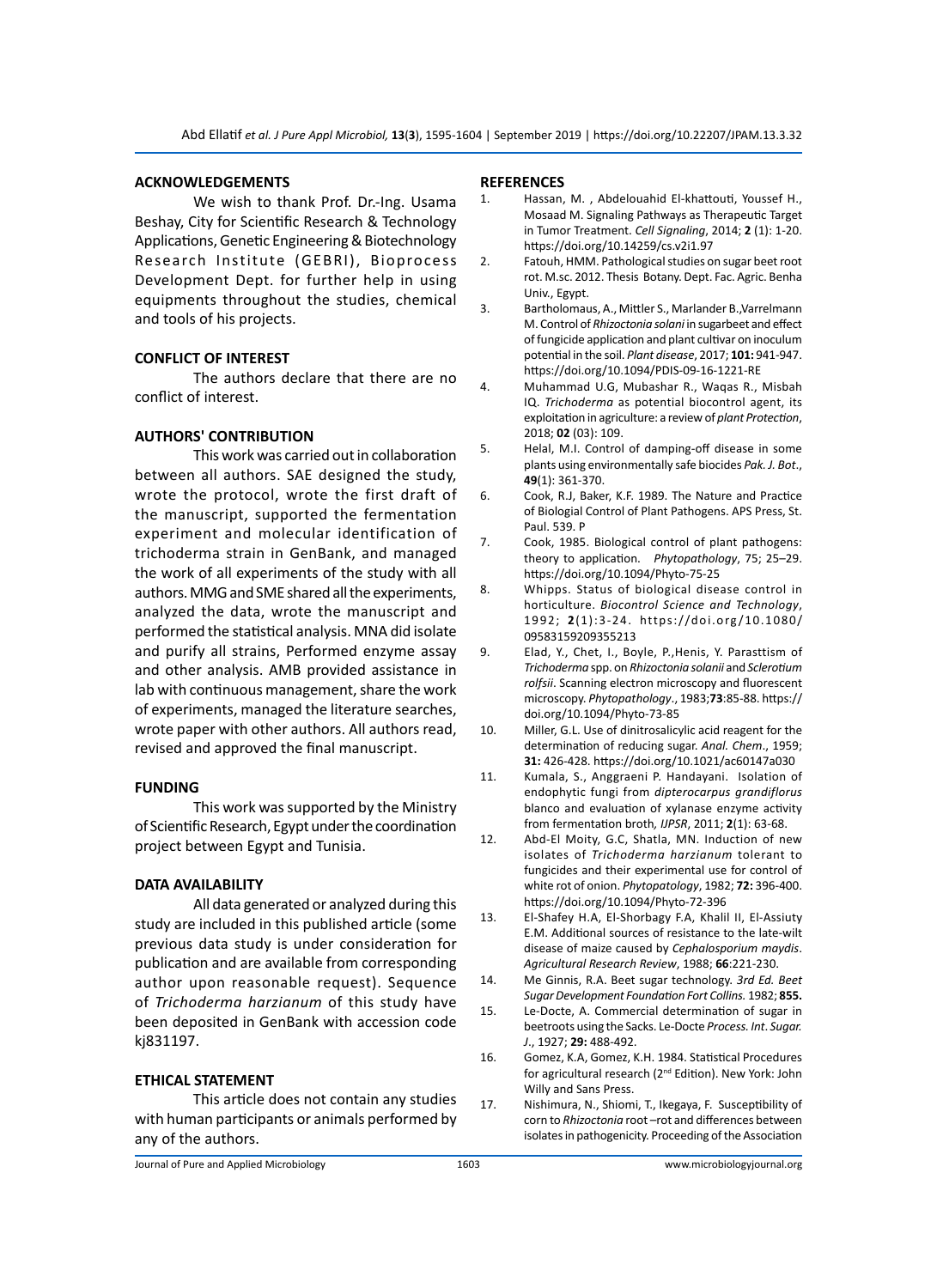## ACKNOWLEDGEMENTS

We wish to thank Prof. Dr.-Ing. Usama Beshay, City for Scientific Research & Technology Applications, Genetic Engineering & Biotechnology Research Institute (GEBRI), Bioprocess Development Dept. for further help in using equipments throughout the studies, chemical and tools of his projects.

## CONFLICT OF INTEREST

The authors declare that there are no conflict of interest.

## AUTHORS' CONTRIBUTION

This work was carried out in collaboration between all authors. SAE designed the study, wrote the protocol, wrote the first draft of the manuscript, supported the fermentation experiment and molecular identification of trichoderma strain in GenBank, and managed the work of all experiments of the study with all authors. MMG and SME shared all the experiments, analyzed the data, wrote the manuscript and performed the statistical analysis. MNA did isolate and purify all strains, Performed enzyme assay and other analysis. AMB provided assistance in lab with continuous management, share the work of experiments, managed the literature searches, wrote paper with other authors. All authors read, revised and approved the final manuscript.

## FUNDING

This work was supported by the Ministry of Scientific Research, Egypt under the coordination project between Egypt and Tunisia.

## DATA AVAILABILITY

All data generated or analyzed during this study are included in this published article (some previous data study is under consideration for publication and are available from corresponding author upon reasonable request). Sequence of *Trichoderma harzianum* of this study have been deposited in GenBank with accession code kj831197.

## ETHICAL STATEMENT

This article does not contain any studies with human participants or animals performed by any of the authors.

## REFERENCES

1. Hassan, M. , Abdelouahid El-khattouti, Youssef H., Mosaad M. Signaling Pathways as Therapeutic Target in Tumor Treatment. *Cell Signaling*, 2014; **2** (1): 1-20. https://doi.org/10.14259/cs.v2i1.97
2. Fatouh, HMM. Pathological studies on sugar beet root rot. M.sc. 2012. Thesis Botany. Dept. Fac. Agric. Benha Univ., Egypt.
3. Bartholomaus, A., Mittler S., Marlander B.,Varrelmann M. Control of *Rhizoctonia solani* in sugarbeet and effect of fungicide application and plant cultivar on inoculum potential in the soil. *Plant disease*, 2017; **101:** 941-947. https://doi.org/10.1094/PDIS-09-16-1221-RE
4. Muhammad U.G, Mubashar R., Waqas R., Misbah IQ. *Trichoderma* as potential biocontrol agent, its exploitation in agriculture: a review of *plant Protection*, 2018; **02** (03): 109.
5. Helal, M.I. Control of damping-off disease in some plants using environmentally safe biocides *Pak. J. Bot*., **49**(1): 361-370.
6. Cook, R.J, Baker, K.F. 1989. The Nature and Practice of Biologial Control of Plant Pathogens. APS Press, St. Paul. 539. P
7. Cook, 1985. Biological control of plant pathogens: theory to application. *Phytopathology*, 75; 25–29. https://doi.org/10.1094/Phyto-75-25
8. Whipps. Status of biological disease control in horticulture. *Biocontrol Science and Technology*, 1992; **2**(1):3-24. https://doi.org/10.1080/09583159209355213
9. Elad, Y., Chet, I., Boyle, P.,Henis, Y. Parasttism of *Trichoderma* spp. on *Rhizoctonia solanii* and *Sclerotium rolfsii*. Scanning electron microscopy and fluorescent microscopy. *Phytopathology*., 1983;**73**:85-88. https://doi.org/10.1094/Phyto-73-85
10. Miller, G.L. Use of dinitrosalicylic acid reagent for the determination of reducing sugar. *Anal. Chem*., 1959; **31:** 426-428. https://doi.org/10.1021/ac60147a030
11. Kumala, S., Anggraeni P. Handayani. Isolation of endophytic fungi from *dipterocarpus grandiflorus* blanco and evaluation of xylanase enzyme activity from fermentation broth*, IJPSR*, 2011; **2**(1): 63-68.
12. Abd-El Moity, G.C, Shatla, MN. Induction of new isolates of *Trichoderma harzianum* tolerant to fungicides and their experimental use for control of white rot of onion. *Phytopatology*, 1982; **72:** 396-400. https://doi.org/10.1094/Phyto-72-396
13. El-Shafey H.A, El-Shorbagy F.A, Khalil II, El-Assiuty E.M. Additional sources of resistance to the late-wilt disease of maize caused by *Cephalosporium maydis*. *Agricultural Research Review*, 1988; **66**:221-230.
14. Me Ginnis, R.A. Beet sugar technology. *3rd Ed. Beet Sugar Development Foundation Fort Collins.* 1982; **855.**
15. Le-Docte, A. Commercial determination of sugar in beetroots using the Sacks. Le-Docte *Process. Int*. *Sugar. J*., 1927; **29:** 488-492.
16. Gomez, K.A, Gomez, K.H. 1984. Statistical Procedures for agricultural research (2nd Edition). New York: John Willy and Sans Press.
17. Nishimura, N., Shiomi, T., Ikegaya, F. Susceptibility of corn to *Rhizoctonia* root –rot and differences between isolates in pathogenicity. Proceeding of the Association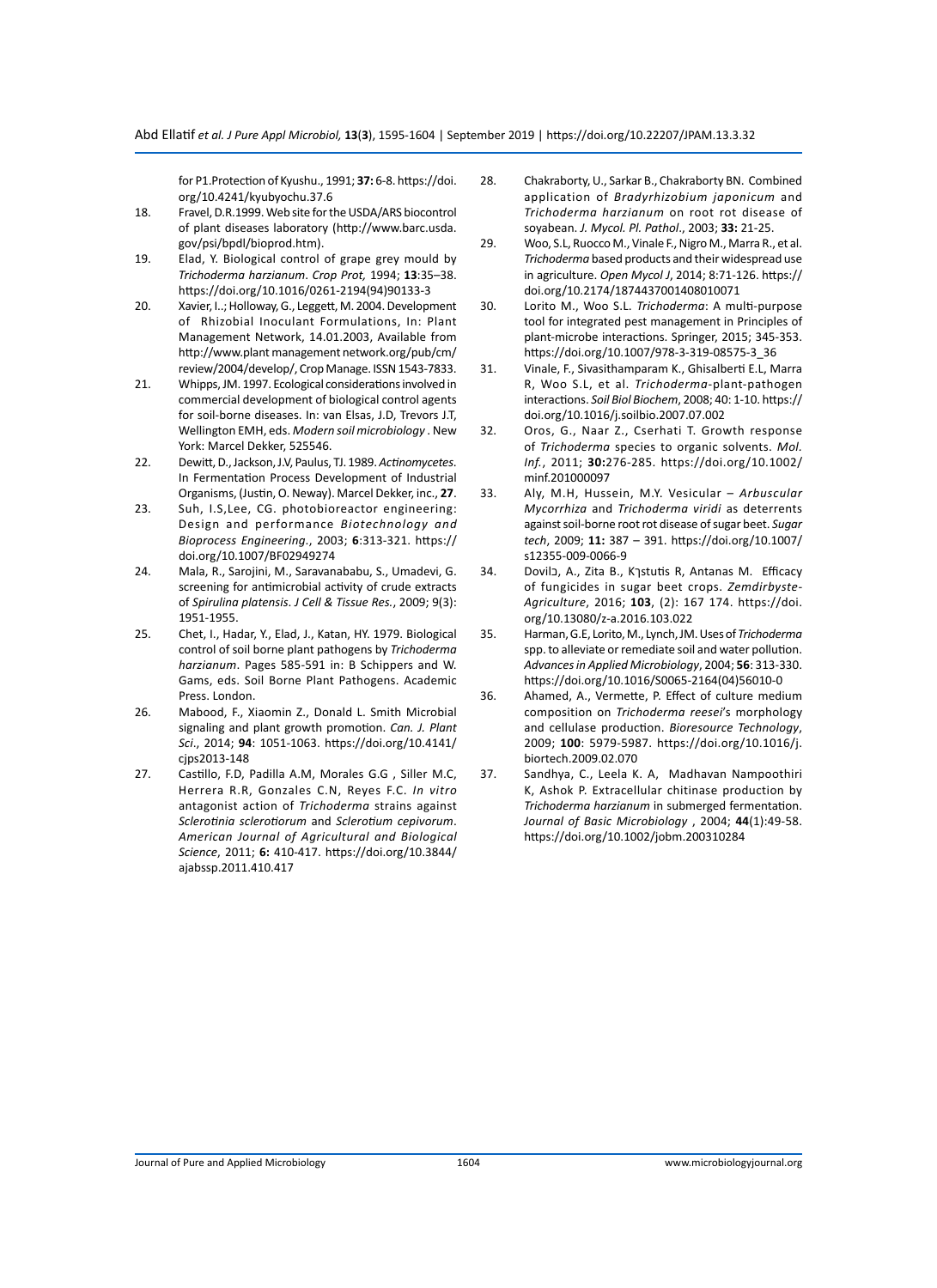for P1.Protection of Kyushu., 1991; **37:** 6-8. https://doi.org/10.4241/kyubyochu.37.6

18. Fravel, D.R.1999. Web site for the USDA/ARS biocontrol of plant diseases laboratory (http://www.barc.usda.gov/psi/bpdl/bioprod.htm).
19. Elad, Y. Biological control of grape grey mould by *Trichoderma harzianum*. *Crop Prot,* 1994; **13**:35–38. https://doi.org/10.1016/0261-2194(94)90133-3
20. Xavier, I..; Holloway, G., Leggett, M. 2004. Development of Rhizobial Inoculant Formulations, In: Plant Management Network, 14.01.2003, Available from http://www.plant management network.org/pub/cm/review/2004/develop/, Crop Manage. ISSN 1543-7833.
21. Whipps, JM. 1997. Ecological considerations involved in commercial development of biological control agents for soil-borne diseases. In: van Elsas, J.D, Trevors J.T, Wellington EMH, eds. *Modern soil microbiology* . New York: Marcel Dekker, 525546.
22. Dewitt, D., Jackson, J.V, Paulus, TJ. 1989. *Actinomycetes*. In Fermentation Process Development of Industrial Organisms, (Justin, O. Neway). Marcel Dekker, inc., **27**.
23. Suh, I.S,Lee, CG. photobioreactor engineering: Design and performance *Biotechnology and Bioprocess Engineering.*, 2003; **6**:313-321. https://doi.org/10.1007/BF02949274
24. Mala, R., Sarojini, M., Saravanababu, S., Umadevi, G. screening for antimicrobial activity of crude extracts of *Spirulina platensis*. *J Cell & Tissue Res.*, 2009; 9(3): 1951-1955.
25. Chet, I., Hadar, Y., Elad, J., Katan, HY. 1979. Biological control of soil borne plant pathogens by *Trichoderma harzianum*. Pages 585-591 in: B Schippers and W. Gams, eds. Soil Borne Plant Pathogens. Academic Press. London.
26. Mabood, F., Xiaomin Z., Donald L. Smith Microbial signaling and plant growth promotion. *Can. J. Plant Sci*., 2014; **94**: 1051-1063. https://doi.org/10.4141/cjps2013-148
27. Castillo, F.D, Padilla A.M, Morales G.G , Siller M.C, Herrera R.R, Gonzales C.N, Reyes F.C. *In vitro* antagonist action of *Trichoderma* strains against *Sclerotinia sclerotiorum* and *Sclerotium cepivorum*. *American Journal of Agricultural and Biological Science*, 2011; **6:** 410-417. https://doi.org/10.3844/ajabssp.2011.410.417
28. Chakraborty, U., Sarkar B., Chakraborty BN. Combined application of *Bradyrhizobium japonicum* and *Trichoderma harzianum* on root rot disease of soyabean. *J. Mycol. Pl. Pathol*., 2003; **33:** 21-25.
29. Woo, S.L, Ruocco M., Vinale F., Nigro M., Marra R., et al. *Trichoderma* based products and their widespread use in agriculture. *Open Mycol J*, 2014; 8:71-126. https://doi.org/10.2174/1874437001408010071
30. Lorito M., Woo S.L. *Trichoderma*: A multi-purpose tool for integrated pest management in Principles of plant-microbe interactions. Springer, 2015; 345-353. https://doi.org/10.1007/978-3-319-08575-3_36
31. Vinale, F., Sivasithamparam K., Ghisalberti E.L, Marra R, Woo S.L, et al. *Trichoderma*-plant-pathogen interactions. *Soil Biol Biochem*, 2008; 40: 1-10. https://doi.org/10.1016/j.soilbio.2007.07.002
32. Oros, G., Naar Z., Cserhati T. Growth response of *Trichoderma* species to organic solvents. *Mol. Inf.*, 2011; **30:**276-285. https://doi.org/10.1002/minf.201000097
33. Aly, M.H, Hussein, M.Y. Vesicular – *Arbuscular Mycorrhiza* and *Trichoderma viridi* as deterrents against soil-borne root rot disease of sugar beet. *Sugar tech*, 2009; **11:** 387 – 391. https://doi.org/10.1007/s12355-009-0066-9
34. Dovilɔ, A., Zita B., Kʅstutis R, Antanas M. Efficacy of fungicides in sugar beet crops. *Zemdirbyste-Agriculture*, 2016; **103**, (2): 167 174. https://doi.org/10.13080/z-a.2016.103.022
35. Harman, G.E, Lorito, M., Lynch, JM. Uses of *Trichoderma* spp. to alleviate or remediate soil and water pollution. *Advances in Applied Microbiology*, 2004; **56**: 313-330. https://doi.org/10.1016/S0065-2164(04)56010-0
36. Ahamed, A., Vermette, P. Effect of culture medium composition on *Trichoderma reesei*'s morphology and cellulase production. *Bioresource Technology*, 2009; **100**: 5979-5987. https://doi.org/10.1016/j.biortech.2009.02.070
37. Sandhya, C., Leela K. A, Madhavan Nampoothiri K, Ashok P. Extracellular chitinase production by *Trichoderma harzianum* in submerged fermentation. *Journal of Basic Microbiology* , 2004; **44**(1):49-58. https://doi.org/10.1002/jobm.200310284